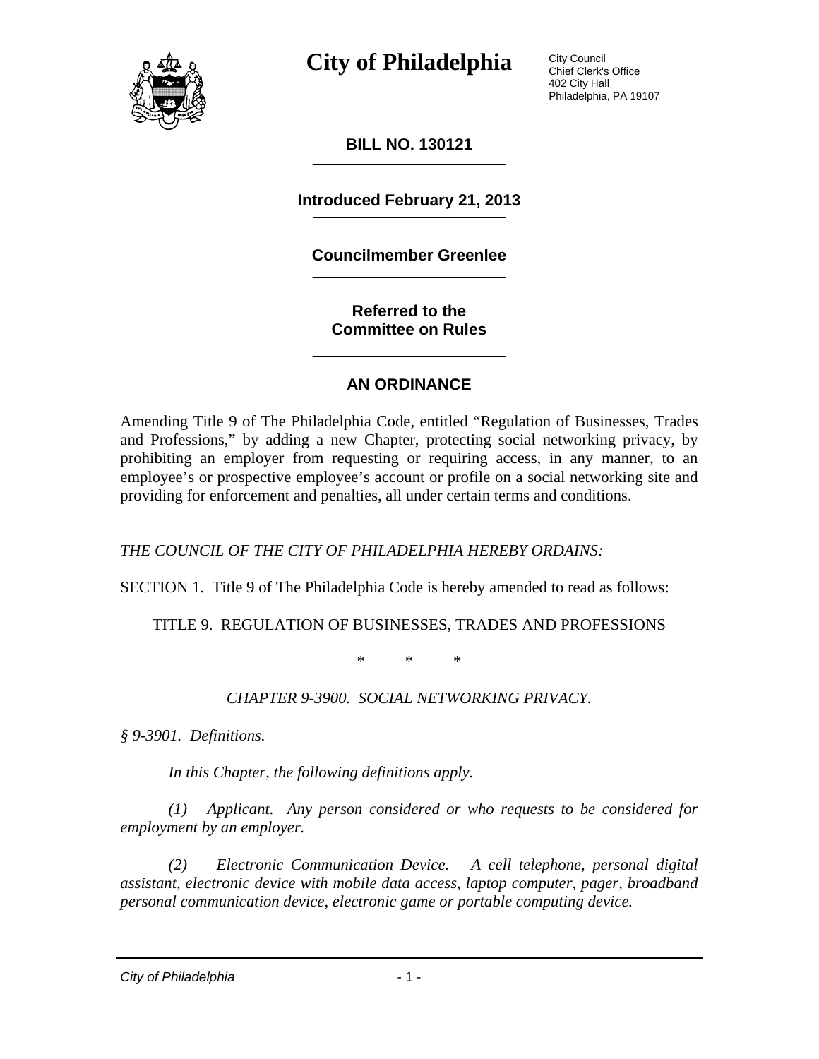# City of Philadelphia

City Council
Chief Clerk's Office
402 City Hall
Philadelphia, PA 19107

**BILL NO. 130121**

**Introduced February 21, 2013**

**Councilmember Greenlee**

**Referred to the**
**Committee on Rules**

## AN ORDINANCE

Amending Title 9 of The Philadelphia Code, entitled "Regulation of Businesses, Trades and Professions," by adding a new Chapter, protecting social networking privacy, by prohibiting an employer from requesting or requiring access, in any manner, to an employee's or prospective employee's account or profile on a social networking site and providing for enforcement and penalties, all under certain terms and conditions.

*THE COUNCIL OF THE CITY OF PHILADELPHIA HEREBY ORDAINS:*

SECTION 1. Title 9 of The Philadelphia Code is hereby amended to read as follows:

TITLE 9. REGULATION OF BUSINESSES, TRADES AND PROFESSIONS

\* \* \*

*CHAPTER 9-3900. SOCIAL NETWORKING PRIVACY.*

*§ 9-3901. Definitions.*

*In this Chapter, the following definitions apply.*

*(1) Applicant. Any person considered or who requests to be considered for employment by an employer.*

*(2) Electronic Communication Device. A cell telephone, personal digital assistant, electronic device with mobile data access, laptop computer, pager, broadband personal communication device, electronic game or portable computing device.*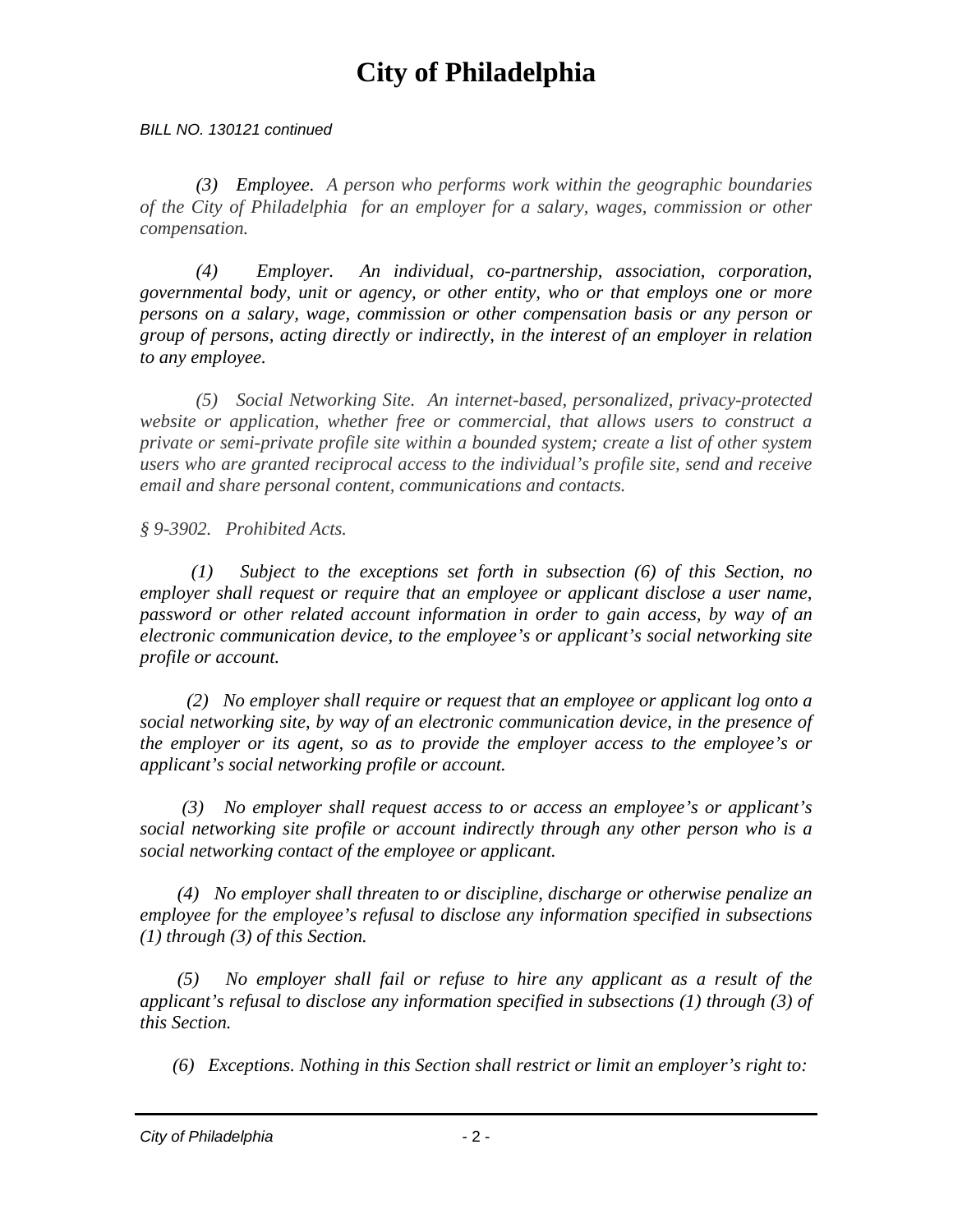*BILL NO. 130121 continued*

*(3) Employee. A person who performs work within the geographic boundaries of the City of Philadelphia for an employer for a salary, wages, commission or other compensation.*

*(4) Employer. An individual, co-partnership, association, corporation, governmental body, unit or agency, or other entity, who or that employs one or more persons on a salary, wage, commission or other compensation basis or any person or group of persons, acting directly or indirectly, in the interest of an employer in relation to any employee.*

*(5) Social Networking Site. An internet-based, personalized, privacy-protected website or application, whether free or commercial, that allows users to construct a private or semi-private profile site within a bounded system; create a list of other system users who are granted reciprocal access to the individual's profile site, send and receive email and share personal content, communications and contacts.*

*§ 9-3902. Prohibited Acts.*

*(1) Subject to the exceptions set forth in subsection (6) of this Section, no employer shall request or require that an employee or applicant disclose a user name, password or other related account information in order to gain access, by way of an electronic communication device, to the employee's or applicant's social networking site profile or account.*

*(2) No employer shall require or request that an employee or applicant log onto a social networking site, by way of an electronic communication device, in the presence of the employer or its agent, so as to provide the employer access to the employee's or applicant's social networking profile or account.*

*(3) No employer shall request access to or access an employee's or applicant's social networking site profile or account indirectly through any other person who is a social networking contact of the employee or applicant.*

*(4) No employer shall threaten to or discipline, discharge or otherwise penalize an employee for the employee's refusal to disclose any information specified in subsections (1) through (3) of this Section.*

*(5) No employer shall fail or refuse to hire any applicant as a result of the applicant's refusal to disclose any information specified in subsections (1) through (3) of this Section.*

*(6) Exceptions. Nothing in this Section shall restrict or limit an employer's right to:*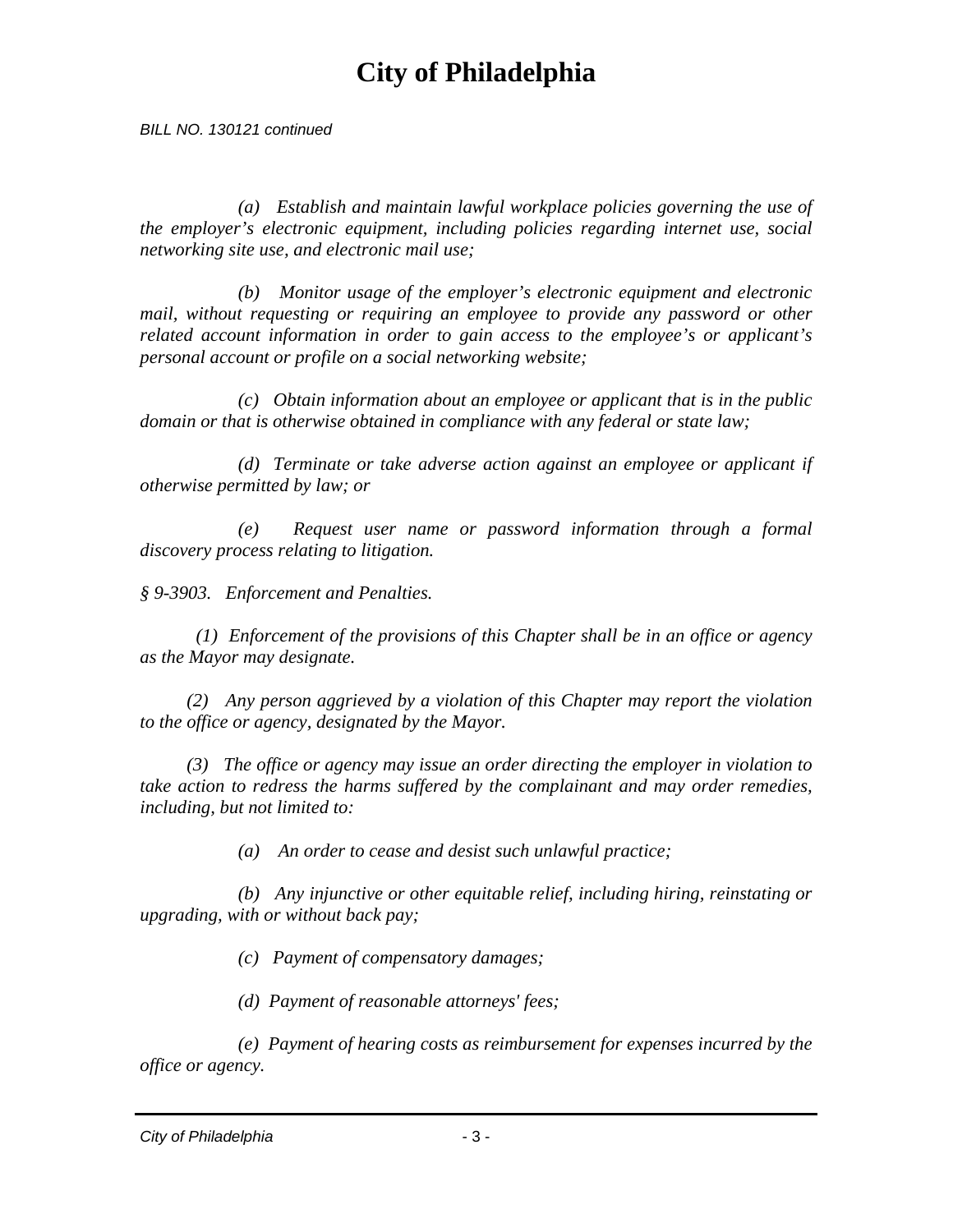*BILL NO. 130121 continued*

*(a) Establish and maintain lawful workplace policies governing the use of the employer's electronic equipment, including policies regarding internet use, social networking site use, and electronic mail use;*

*(b) Monitor usage of the employer's electronic equipment and electronic mail, without requesting or requiring an employee to provide any password or other related account information in order to gain access to the employee's or applicant's personal account or profile on a social networking website;*

*(c) Obtain information about an employee or applicant that is in the public domain or that is otherwise obtained in compliance with any federal or state law;*

*(d) Terminate or take adverse action against an employee or applicant if otherwise permitted by law; or*

*(e) Request user name or password information through a formal discovery process relating to litigation.*

*§ 9-3903. Enforcement and Penalties.*

*(1) Enforcement of the provisions of this Chapter shall be in an office or agency as the Mayor may designate.*

*(2) Any person aggrieved by a violation of this Chapter may report the violation to the office or agency, designated by the Mayor.*

*(3) The office or agency may issue an order directing the employer in violation to take action to redress the harms suffered by the complainant and may order remedies, including, but not limited to:*

*(a) An order to cease and desist such unlawful practice;*

*(b) Any injunctive or other equitable relief, including hiring, reinstating or upgrading, with or without back pay;*

*(c) Payment of compensatory damages;*

*(d) Payment of reasonable attorneys' fees;*

*(e) Payment of hearing costs as reimbursement for expenses incurred by the office or agency.*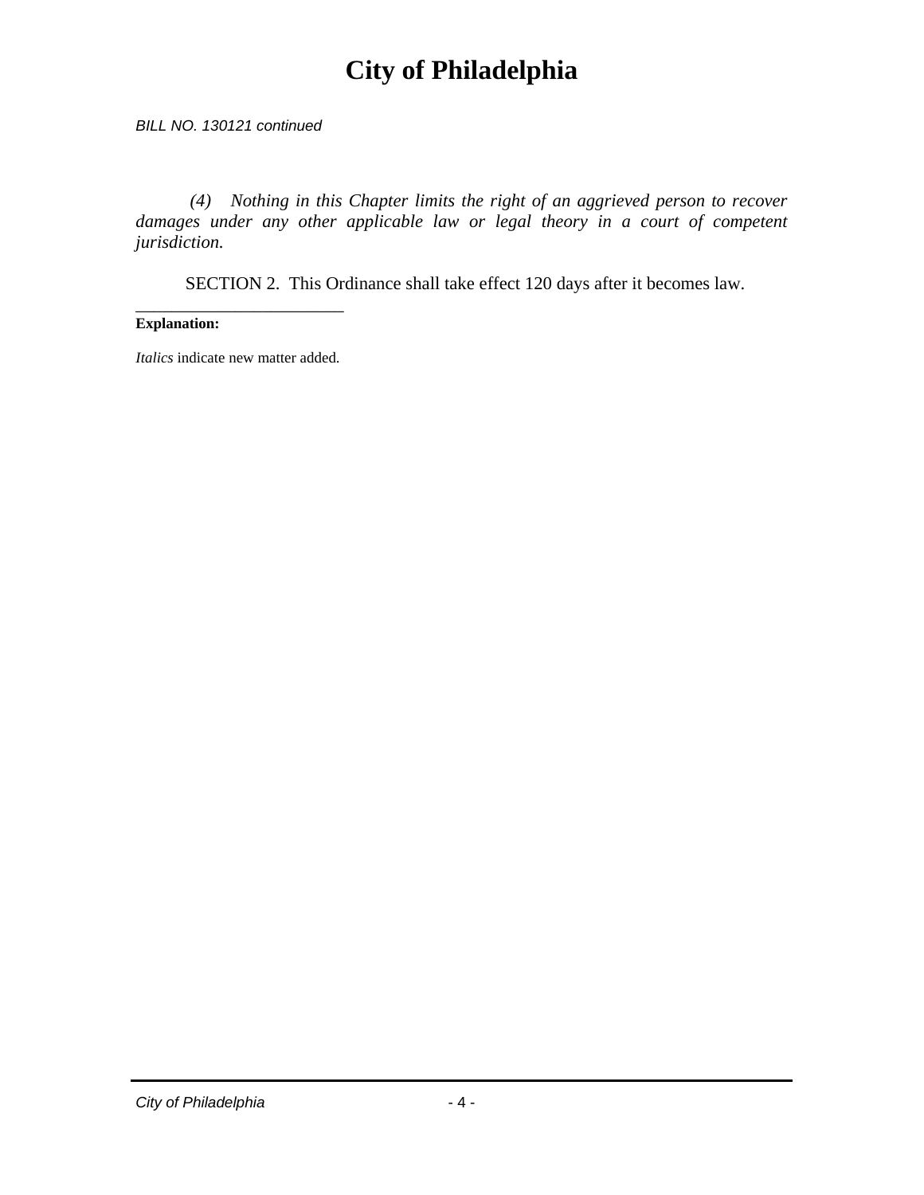*(4) Nothing in this Chapter limits the right of an aggrieved person to recover damages under any other applicable law or legal theory in a court of competent jurisdiction.*

SECTION 2. This Ordinance shall take effect 120 days after it becomes law.

\_\_\_\_\_\_\_\_\_\_\_\_\_\_\_\_\_\_\_\_\_\_\_\_\_\_\_\_

**Explanation:**

*Italics* indicate new matter added.